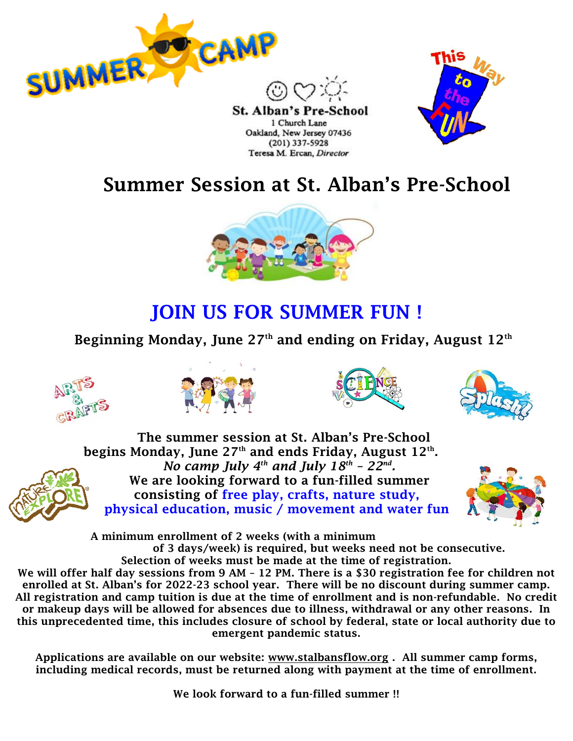St. Alban's Pre-School
1 Church Lane
Oakland, New Jersey 07436
(201) 337-5928
Teresa M. Ercan, *Director*

# Summer Session at St. Alban's Pre-School

## JOIN US FOR SUMMER FUN !

**Beginning Monday, June 27th and ending on Friday, August 12th**

**The summer session at St. Alban's Pre-School begins Monday, June 27th and ends Friday, August 12th.**
***No camp July 4th and July 18th – 22nd.***
**We are looking forward to a fun-filled summer consisting of free play, crafts, nature study, physical education, music / movement and water fun**

**A minimum enrollment of 2 weeks (with a minimum of 3 days/week) is required, but weeks need not be consecutive. Selection of weeks must be made at the time of registration.**
**We will offer half day sessions from 9 AM – 12 PM. There is a $30 registration fee for children not enrolled at St. Alban's for 2022-23 school year. There will be no discount during summer camp. All registration and camp tuition is due at the time of enrollment and is non-refundable. No credit or makeup days will be allowed for absences due to illness, withdrawal or any other reasons. In this unprecedented time, this includes closure of school by federal, state or local authority due to emergent pandemic status.**

**Applications are available on our website: www.stalbansflow.org . All summer camp forms, including medical records, must be returned along with payment at the time of enrollment.**

**We look forward to a fun-filled summer !!**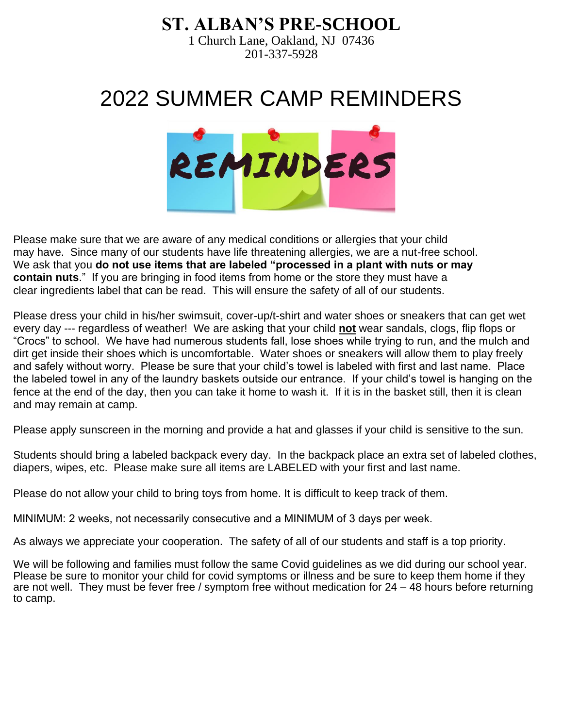# ST. ALBAN'S PRE-SCHOOL

1 Church Lane, Oakland, NJ 07436
201-337-5928

# 2022 SUMMER CAMP REMINDERS

Please make sure that we are aware of any medical conditions or allergies that your child may have. Since many of our students have life threatening allergies, we are a nut-free school. We ask that you **do not use items that are labeled "processed in a plant with nuts or may contain nuts**." If you are bringing in food items from home or the store they must have a clear ingredients label that can be read. This will ensure the safety of all of our students.

Please dress your child in his/her swimsuit, cover-up/t-shirt and water shoes or sneakers that can get wet every day --- regardless of weather! We are asking that your child **not** wear sandals, clogs, flip flops or "Crocs" to school. We have had numerous students fall, lose shoes while trying to run, and the mulch and dirt get inside their shoes which is uncomfortable. Water shoes or sneakers will allow them to play freely and safely without worry. Please be sure that your child's towel is labeled with first and last name. Place the labeled towel in any of the laundry baskets outside our entrance. If your child's towel is hanging on the fence at the end of the day, then you can take it home to wash it. If it is in the basket still, then it is clean and may remain at camp.

Please apply sunscreen in the morning and provide a hat and glasses if your child is sensitive to the sun.

Students should bring a labeled backpack every day. In the backpack place an extra set of labeled clothes, diapers, wipes, etc. Please make sure all items are LABELED with your first and last name.

Please do not allow your child to bring toys from home. It is difficult to keep track of them.

MINIMUM: 2 weeks, not necessarily consecutive and a MINIMUM of 3 days per week.

As always we appreciate your cooperation. The safety of all of our students and staff is a top priority.

We will be following and families must follow the same Covid guidelines as we did during our school year. Please be sure to monitor your child for covid symptoms or illness and be sure to keep them home if they are not well. They must be fever free / symptom free without medication for 24 – 48 hours before returning to camp.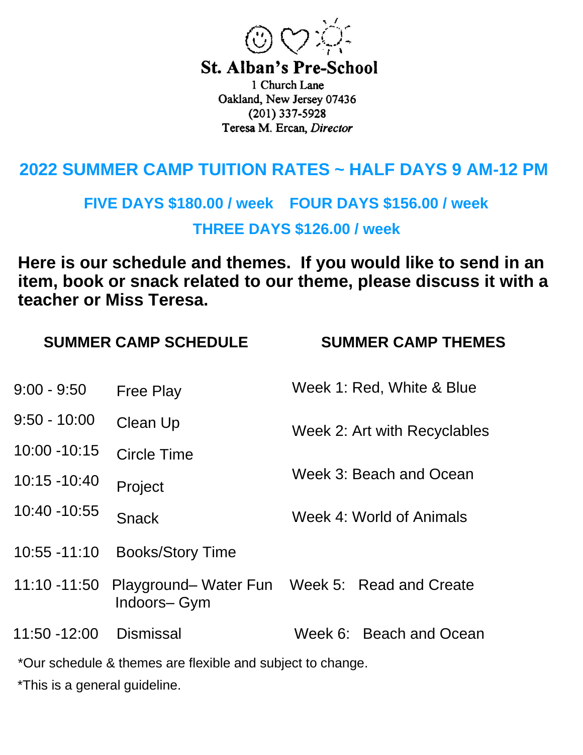**St. Alban's Pre-School**

1 Church Lane
Oakland, New Jersey 07436
(201) 337-5928
Teresa M. Ercan, *Director*

## 2022 SUMMER CAMP TUITION RATES ~ HALF DAYS 9 AM-12 PM

**FIVE DAYS $180.00 / week    FOUR DAYS $156.00 / week**

**THREE DAYS $126.00 / week**

**Here is our schedule and themes. If you would like to send in an item, book or snack related to our theme, please discuss it with a teacher or Miss Teresa.**

### SUMMER CAMP SCHEDULE

| Time | Activity |
|---|---|
| 9:00 - 9:50 | Free Play |
| 9:50 - 10:00 | Clean Up |
| 10:00 -10:15 | Circle Time |
| 10:15 -10:40 | Project |
| 10:40 -10:55 | Snack |
| 10:55 -11:10 | Books/Story Time |
| 11:10 -11:50 | Playground– Water Fun<br>Indoors– Gym |
| 11:50 -12:00 | Dismissal |

### SUMMER CAMP THEMES

- Week 1: Red, White & Blue
- Week 2: Art with Recyclables
- Week 3: Beach and Ocean
- Week 4: World of Animals
- Week 5: Read and Create
- Week 6: Beach and Ocean

*Our schedule & themes are flexible and subject to change.

*This is a general guideline.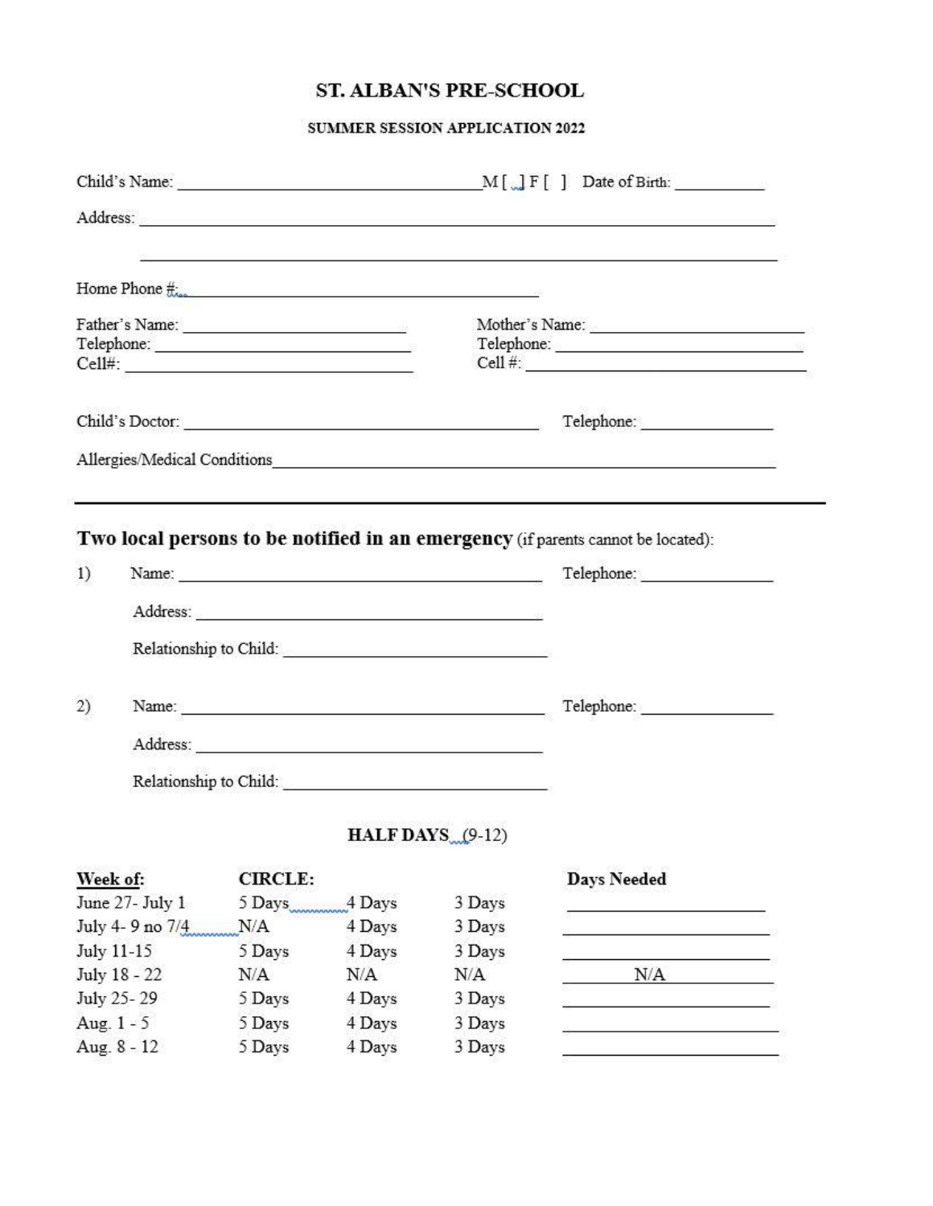# ST. ALBAN'S PRE-SCHOOL

## SUMMER SESSION APPLICATION 2022

Child's Name: ________________________________ M [ ] F [ ] Date of Birth: __________

Address: ____________________________________________________________________

____________________________________________________________________

Home Phone #: ________________________________________

Father's Name: ________________________
Telephone: ___________________________
Cell#: _______________________________

Mother's Name: ________________________
Telephone: ___________________________
Cell #: _______________________________

Child's Doctor: ________________________________________ Telephone: ______________

Allergies/Medical Conditions______________________________________________________

---

### **Two local persons to be notified in an emergency** (if parents cannot be located):

1) Name: ________________________________________ Telephone: ______________

   Address: ____________________________________

   Relationship to Child: ____________________________

2) Name: ________________________________________ Telephone: ______________

   Address: ____________________________________

   Relationship to Child: ____________________________

### HALF DAYS (9-12)

| Week of: | CIRCLE: | | | Days Needed |
|---|---|---|---|---|
| June 27- July 1 | 5 Days | 4 Days | 3 Days | ____________ |
| July 4- 9 no 7/4 | N/A | 4 Days | 3 Days | ____________ |
| July 11-15 | 5 Days | 4 Days | 3 Days | ____________ |
| July 18 - 22 | N/A | N/A | N/A | N/A |
| July 25- 29 | 5 Days | 4 Days | 3 Days | ____________ |
| Aug. 1 - 5 | 5 Days | 4 Days | 3 Days | ____________ |
| Aug. 8 - 12 | 5 Days | 4 Days | 3 Days | ____________ |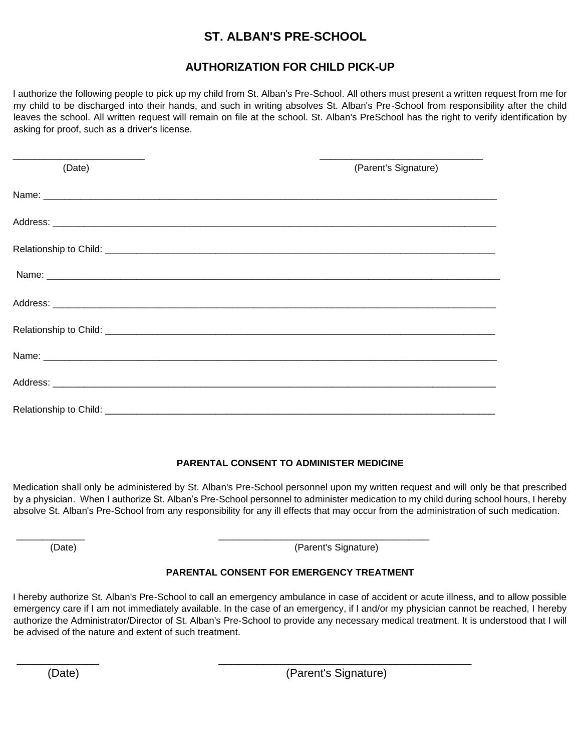# ST. ALBAN'S PRE-SCHOOL

## AUTHORIZATION FOR CHILD PICK-UP

I authorize the following people to pick up my child from St. Alban's Pre-School. All others must present a written request from me for my child to be discharged into their hands, and such in writing absolves St. Alban's Pre-School from responsibility after the child leaves the school. All written request will remain on file at the school. St. Alban's PreSchool has the right to verify identification by asking for proof, such as a driver's license.

_________________________ (Date)

_______________________________ (Parent's Signature)

Name: ______________________________________________________________________________________

Address: ____________________________________________________________________________________

Relationship to Child: __________________________________________________________________________

Name: ______________________________________________________________________________________

Address: ____________________________________________________________________________________

Relationship to Child: __________________________________________________________________________

Name: ______________________________________________________________________________________

Address: ____________________________________________________________________________________

Relationship to Child: __________________________________________________________________________

### PARENTAL CONSENT TO ADMINISTER MEDICINE

Medication shall only be administered by St. Alban's Pre-School personnel upon my written request and will only be that prescribed by a physician. When I authorize St. Alban's Pre-School personnel to administer medication to my child during school hours, I hereby absolve St. Alban's Pre-School from any responsibility for any ill effects that may occur from the administration of such medication.

_____________ (Date)

________________________________________ (Parent's Signature)

### PARENTAL CONSENT FOR EMERGENCY TREATMENT

I hereby authorize St. Alban's Pre-School to call an emergency ambulance in case of accident or acute illness, and to allow possible emergency care if I am not immediately available. In the case of an emergency, if I and/or my physician cannot be reached, I hereby authorize the Administrator/Director of St. Alban's Pre-School to provide any necessary medical treatment. It is understood that I will be advised of the nature and extent of such treatment.

______________ (Date)

____________________________________________ (Parent's Signature)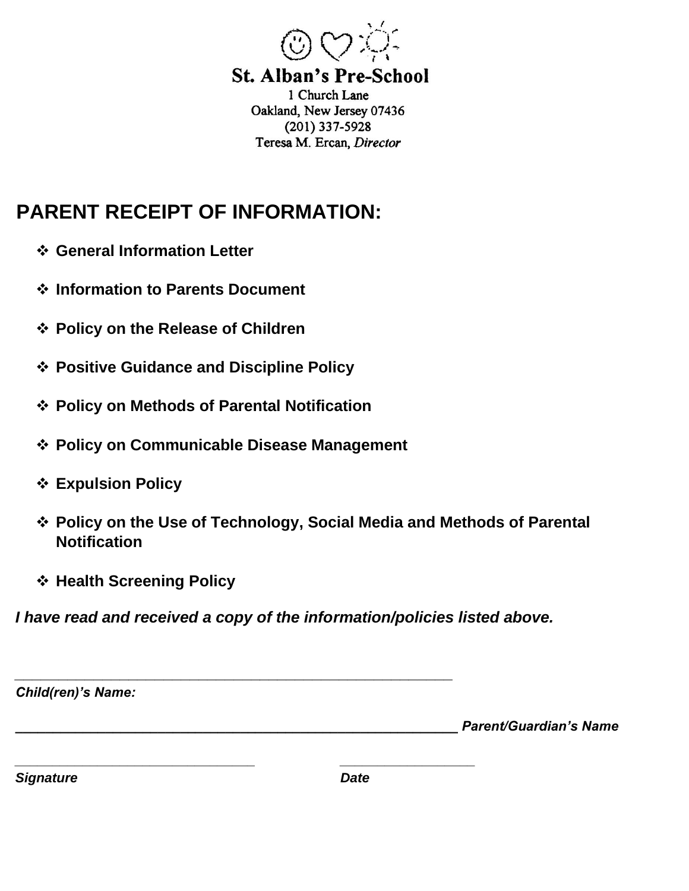**St. Alban's Pre-School**
1 Church Lane
Oakland, New Jersey 07436
(201) 337-5928
Teresa M. Ercan, *Director*

# PARENT RECEIPT OF INFORMATION:

- **General Information Letter**
- **Information to Parents Document**
- **Policy on the Release of Children**
- **Positive Guidance and Discipline Policy**
- **Policy on Methods of Parental Notification**
- **Policy on Communicable Disease Management**
- **Expulsion Policy**
- **Policy on the Use of Technology, Social Media and Methods of Parental Notification**
- **Health Screening Policy**

***I have read and received a copy of the information/policies listed above.***

______________________________________________________________
***Child(ren)'s Name:***

______________________________________________________________ ***Parent/Guardian's Name***

______________________________________ ______________________
***Signature*** ***Date***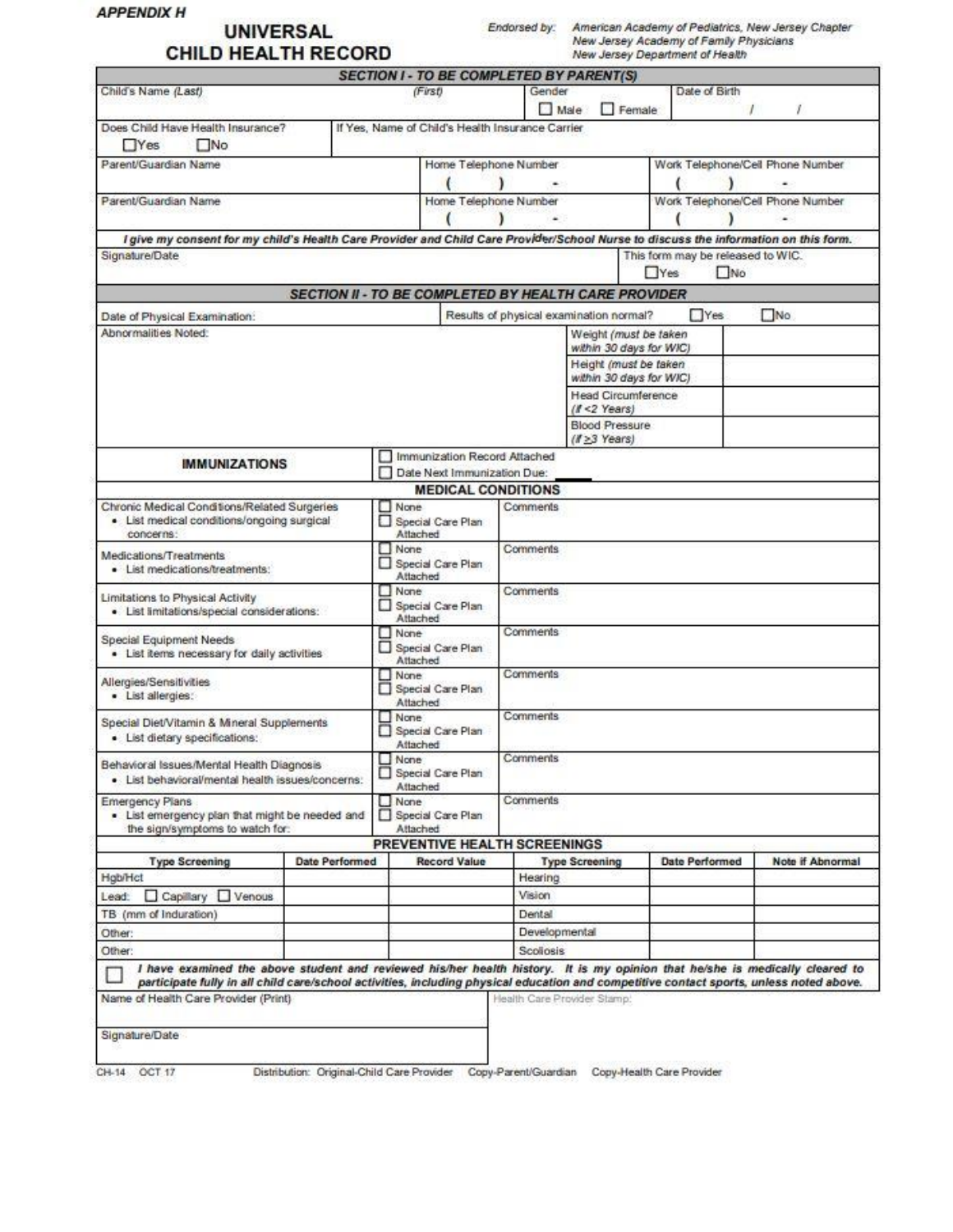**APPENDIX H**

# UNIVERSAL CHILD HEALTH RECORD

Endorsed by: American Academy of Pediatrics, New Jersey Chapter
New Jersey Academy of Family Physicians
New Jersey Department of Health

## SECTION I - TO BE COMPLETED BY PARENT(S)

| Child's Name *(Last)* | *(First)* | Gender ☐ Male ☐ Female | Date of Birth / / |
|---|---|---|---|
| Does Child Have Health Insurance? ☐Yes ☐No | If Yes, Name of Child's Health Insurance Carrier | | |
| Parent/Guardian Name | Home Telephone Number ( ) - | Work Telephone/Cell Phone Number ( ) - | |
| Parent/Guardian Name | Home Telephone Number ( ) - | Work Telephone/Cell Phone Number ( ) - | |

***I give my consent for my child's Health Care Provider and Child Care Provider/School Nurse to discuss the information on this form.***

| Signature/Date | This form may be released to WIC. ☐Yes ☐No |
|---|---|

## SECTION II - TO BE COMPLETED BY HEALTH CARE PROVIDER

| Date of Physical Examination: | Results of physical examination normal? ☐Yes ☐No | |
|---|---|---|
| Abnormalities Noted: | Weight *(must be taken within 30 days for WIC)* | |
| | Height *(must be taken within 30 days for WIC)* | |
| | Head Circumference *(if <2 Years)* | |
| | Blood Pressure *(if ≥3 Years)* | |

| **IMMUNIZATIONS** | ☐ Immunization Record Attached<br>☐ Date Next Immunization Due: |
|---|---|

### MEDICAL CONDITIONS

| | | |
|---|---|---|
| Chronic Medical Conditions/Related Surgeries<br>• List medical conditions/ongoing surgical concerns: | ☐ None<br>☐ Special Care Plan Attached | Comments |
| Medications/Treatments<br>• List medications/treatments: | ☐ None<br>☐ Special Care Plan Attached | Comments |
| Limitations to Physical Activity<br>• List limitations/special considerations: | ☐ None<br>☐ Special Care Plan Attached | Comments |
| Special Equipment Needs<br>• List items necessary for daily activities | ☐ None<br>☐ Special Care Plan Attached | Comments |
| Allergies/Sensitivities<br>• List allergies: | ☐ None<br>☐ Special Care Plan Attached | Comments |
| Special Diet/Vitamin & Mineral Supplements<br>• List dietary specifications: | ☐ None<br>☐ Special Care Plan Attached | Comments |
| Behavioral Issues/Mental Health Diagnosis<br>• List behavioral/mental health issues/concerns: | ☐ None<br>☐ Special Care Plan Attached | Comments |
| Emergency Plans<br>• List emergency plan that might be needed and the sign/symptoms to watch for: | ☐ None<br>☐ Special Care Plan Attached | Comments |

### PREVENTIVE HEALTH SCREENINGS

| Type Screening | Date Performed | Record Value | Type Screening | Date Performed | Note if Abnormal |
|---|---|---|---|---|---|
| Hgb/Hct | | | Hearing | | |
| Lead: ☐ Capillary ☐ Venous | | | Vision | | |
| TB (mm of Induration) | | | Dental | | |
| Other: | | | Developmental | | |
| Other: | | | Scoliosis | | |

☐ ***I have examined the above student and reviewed his/her health history. It is my opinion that he/she is medically cleared to participate fully in all child care/school activities, including physical education and competitive contact sports, unless noted above.***

| Name of Health Care Provider (Print) | Health Care Provider Stamp: |
|---|---|
| Signature/Date | |

CH-14 OCT 17 Distribution: Original-Child Care Provider Copy-Parent/Guardian Copy-Health Care Provider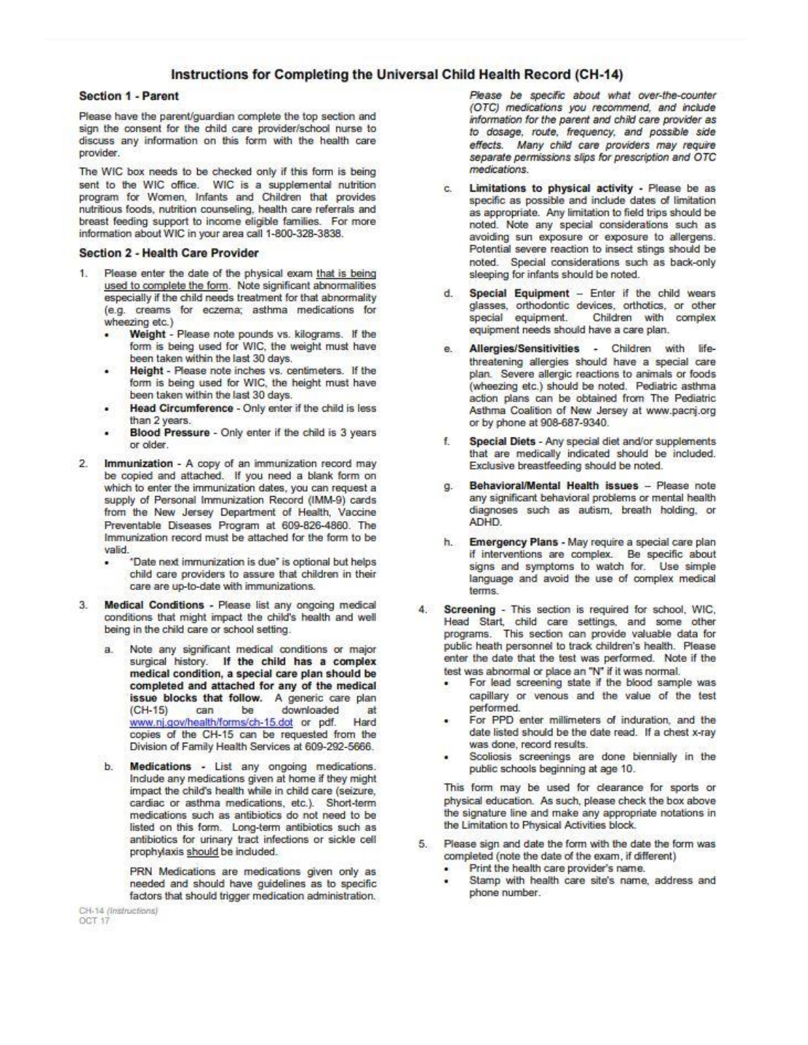# Instructions for Completing the Universal Child Health Record (CH-14)

## Section 1 - Parent

Please have the parent/guardian complete the top section and sign the consent for the child care provider/school nurse to discuss any information on this form with the health care provider.

The WIC box needs to be checked only if this form is being sent to the WIC office. WIC is a supplemental nutrition program for Women, Infants and Children that provides nutritious foods, nutrition counseling, health care referrals and breast feeding support to income eligible families. For more information about WIC in your area call 1-800-328-3838.

## Section 2 - Health Care Provider

1. Please enter the date of the physical exam that is being used to complete the form. Note significant abnormalities especially if the child needs treatment for that abnormality (e.g. creams for eczema; asthma medications for wheezing etc.)
   - **Weight** - Please note pounds vs. kilograms. If the form is being used for WIC, the weight must have been taken within the last 30 days.
   - **Height** - Please note inches vs. centimeters. If the form is being used for WIC, the height must have been taken within the last 30 days.
   - **Head Circumference** - Only enter if the child is less than 2 years.
   - **Blood Pressure** - Only enter if the child is 3 years or older.

2. **Immunization** - A copy of an immunization record may be copied and attached. If you need a blank form on which to enter the immunization dates, you can request a supply of Personal Immunization Record (IMM-9) cards from the New Jersey Department of Health, Vaccine Preventable Diseases Program at 609-826-4860. The Immunization record must be attached for the form to be valid.
   - "Date next immunization is due" is optional but helps child care providers to assure that children in their care are up-to-date with immunizations.

3. **Medical Conditions** - Please list any ongoing medical conditions that might impact the child's health and well being in the child care or school setting.

   a. Note any significant medical conditions or major surgical history. **If the child has a complex medical condition, a special care plan should be completed and attached for any of the medical issue blocks that follow.** A generic care plan (CH-15) can be downloaded at www.nj.gov/health/forms/ch-15.dot or pdf. Hard copies of the CH-15 can be requested from the Division of Family Health Services at 609-292-5666.

   b. **Medications** - List any ongoing medications. Include any medications given at home if they might impact the child's health while in child care (seizure, cardiac or asthma medications, etc.). Short-term medications such as antibiotics do not need to be listed on this form. Long-term antibiotics such as antibiotics for urinary tract infections or sickle cell prophylaxis should be included.

      PRN Medications are medications given only as needed and should have guidelines as to specific factors that should trigger medication administration. *Please be specific about what over-the-counter (OTC) medications you recommend, and include information for the parent and child care provider as to dosage, route, frequency, and possible side effects. Many child care providers may require separate permissions slips for prescription and OTC medications.*

   c. **Limitations to physical activity** - Please be as specific as possible and include dates of limitation as appropriate. Any limitation to field trips should be noted. Note any special considerations such as avoiding sun exposure or exposure to allergens. Potential severe reaction to insect stings should be noted. Special considerations such as back-only sleeping for infants should be noted.

   d. **Special Equipment** – Enter if the child wears glasses, orthodontic devices, orthotics, or other special equipment. Children with complex equipment needs should have a care plan.

   e. **Allergies/Sensitivities** - Children with life-threatening allergies should have a special care plan. Severe allergic reactions to animals or foods (wheezing etc.) should be noted. Pediatric asthma action plans can be obtained from The Pediatric Asthma Coalition of New Jersey at www.pacnj.org or by phone at 908-687-9340.

   f. **Special Diets** - Any special diet and/or supplements that are medically indicated should be included. Exclusive breastfeeding should be noted.

   g. **Behavioral/Mental Health issues** – Please note any significant behavioral problems or mental health diagnoses such as autism, breath holding, or ADHD.

   h. **Emergency Plans** - May require a special care plan if interventions are complex. Be specific about signs and symptoms to watch for. Use simple language and avoid the use of complex medical terms.

4. **Screening** - This section is required for school, WIC, Head Start, child care settings, and some other programs. This section can provide valuable data for public heath personnel to track children's health. Please enter the date that the test was performed. Note if the test was abnormal or place an "N" if it was normal.
   - For lead screening state if the blood sample was capillary or venous and the value of the test performed.
   - For PPD enter millimeters of induration, and the date listed should be the date read. If a chest x-ray was done, record results.
   - Scoliosis screenings are done biennially in the public schools beginning at age 10.

   This form may be used for clearance for sports or physical education. As such, please check the box above the signature line and make any appropriate notations in the Limitation to Physical Activities block.

5. Please sign and date the form with the date the form was completed (note the date of the exam, if different)
   - Print the health care provider's name.
   - Stamp with health care site's name, address and phone number.

CH-14 *(Instructions)*
OCT 17